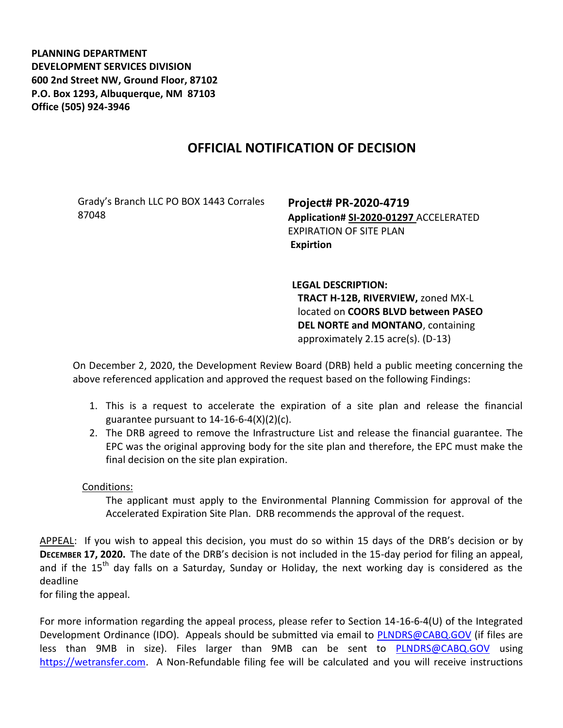**PLANNING DEPARTMENT**
**DEVELOPMENT SERVICES DIVISION**
**600 2nd Street NW, Ground Floor, 87102**
**P.O. Box 1293, Albuquerque, NM 87103**
**Office (505) 924-3946**

# OFFICIAL NOTIFICATION OF DECISION

Grady's Branch LLC PO BOX 1443 Corrales 87048

**Project# PR-2020-4719**
**Application# SI-2020-01297** ACCELERATED EXPIRATION OF SITE PLAN
**Expirtion**

**LEGAL DESCRIPTION:**
**TRACT H-12B, RIVERVIEW,** zoned MX-L located on **COORS BLVD between PASEO DEL NORTE and MONTANO**, containing approximately 2.15 acre(s). (D-13)

On December 2, 2020, the Development Review Board (DRB) held a public meeting concerning the above referenced application and approved the request based on the following Findings:

1. This is a request to accelerate the expiration of a site plan and release the financial guarantee pursuant to 14-16-6-4(X)(2)(c).
2. The DRB agreed to remove the Infrastructure List and release the financial guarantee. The EPC was the original approving body for the site plan and therefore, the EPC must make the final decision on the site plan expiration.

Conditions:

The applicant must apply to the Environmental Planning Commission for approval of the Accelerated Expiration Site Plan. DRB recommends the approval of the request.

APPEAL: If you wish to appeal this decision, you must do so within 15 days of the DRB's decision or by **DECEMBER 17, 2020.** The date of the DRB's decision is not included in the 15-day period for filing an appeal, and if the 15th day falls on a Saturday, Sunday or Holiday, the next working day is considered as the deadline for filing the appeal.

For more information regarding the appeal process, please refer to Section 14-16-6-4(U) of the Integrated Development Ordinance (IDO). Appeals should be submitted via email to PLNDRS@CABQ.GOV (if files are less than 9MB in size). Files larger than 9MB can be sent to PLNDRS@CABQ.GOV using https://wetransfer.com. A Non-Refundable filing fee will be calculated and you will receive instructions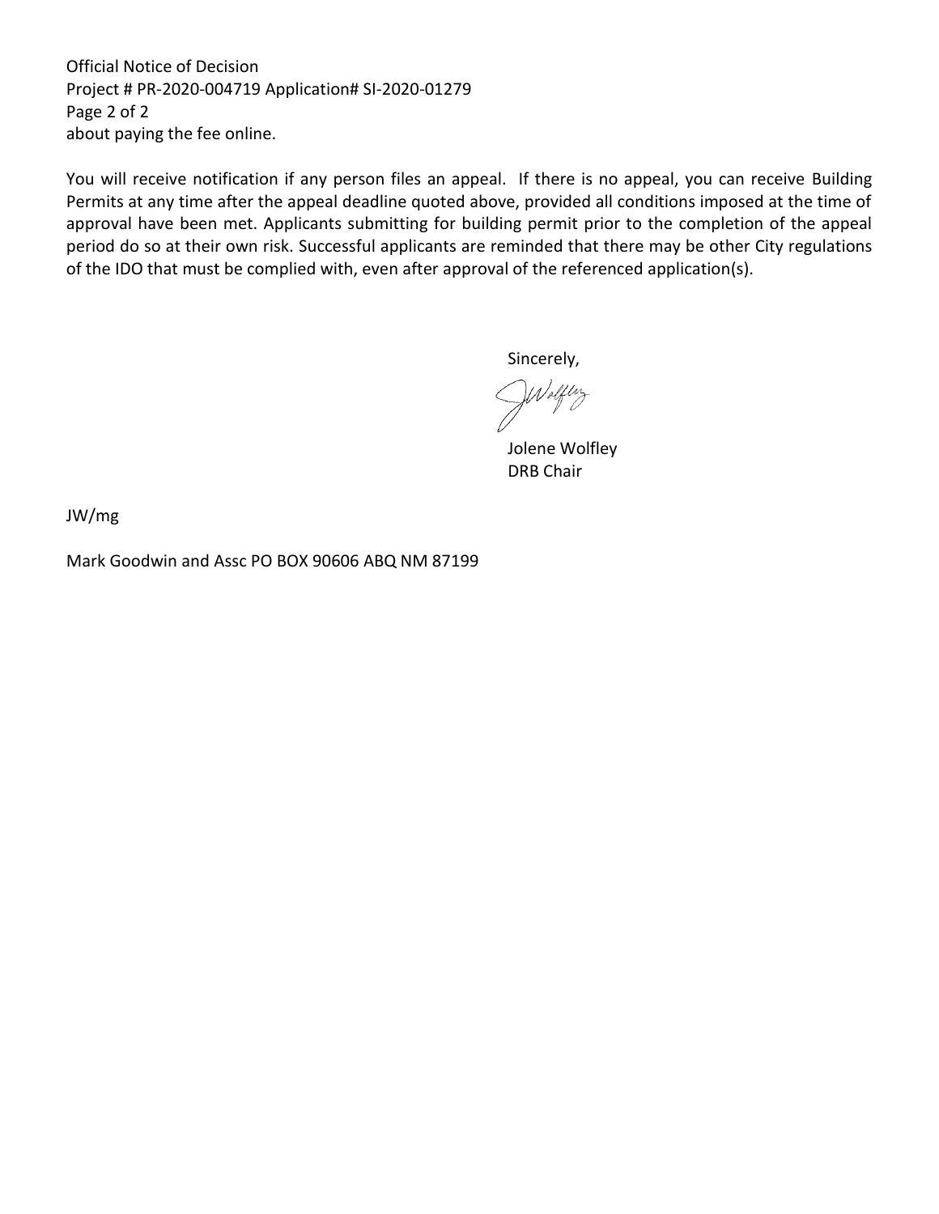about paying the fee online.

You will receive notification if any person files an appeal. If there is no appeal, you can receive Building Permits at any time after the appeal deadline quoted above, provided all conditions imposed at the time of approval have been met. Applicants submitting for building permit prior to the completion of the appeal period do so at their own risk. Successful applicants are reminded that there may be other City regulations of the IDO that must be complied with, even after approval of the referenced application(s).

Sincerely,

Jolene Wolfley
DRB Chair

JW/mg

Mark Goodwin and Assc PO BOX 90606 ABQ NM 87199